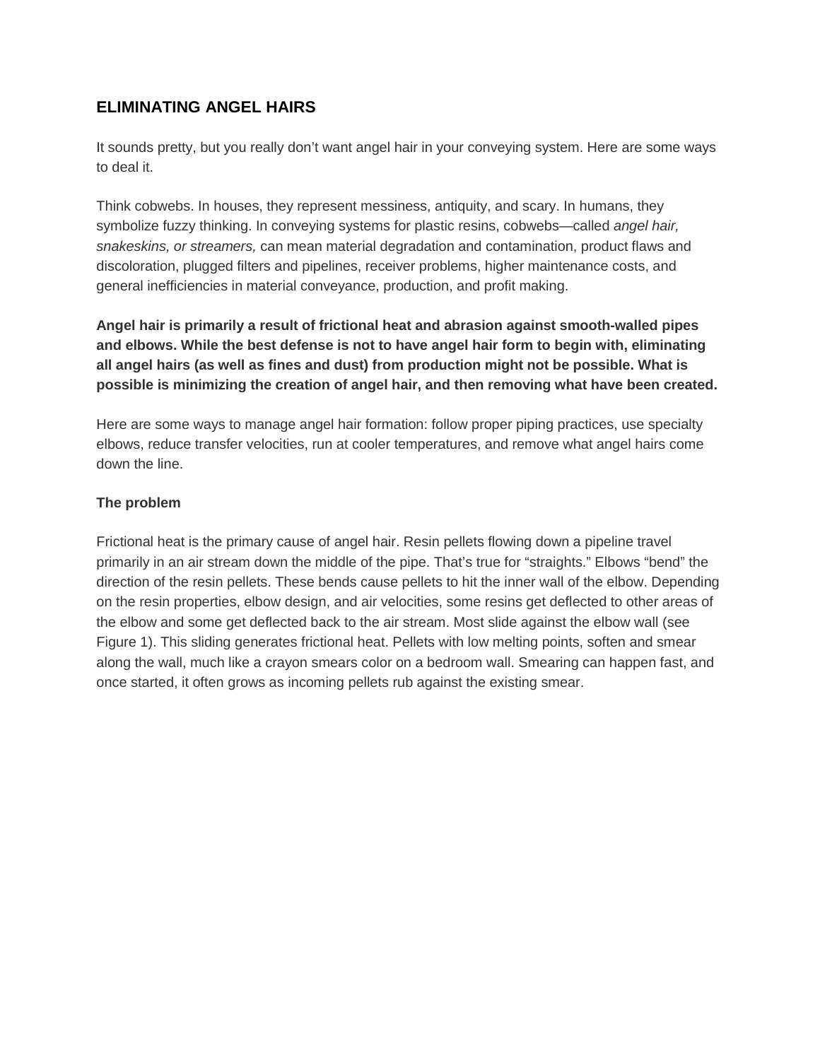## ELIMINATING ANGEL HAIRS

It sounds pretty, but you really don't want angel hair in your conveying system. Here are some ways to deal it.

Think cobwebs. In houses, they represent messiness, antiquity, and scary. In humans, they symbolize fuzzy thinking. In conveying systems for plastic resins, cobwebs—called *angel hair, snakeskins, or streamers,* can mean material degradation and contamination, product flaws and discoloration, plugged filters and pipelines, receiver problems, higher maintenance costs, and general inefficiencies in material conveyance, production, and profit making.

**Angel hair is primarily a result of frictional heat and abrasion against smooth-walled pipes and elbows. While the best defense is not to have angel hair form to begin with, eliminating all angel hairs (as well as fines and dust) from production might not be possible. What is possible is minimizing the creation of angel hair, and then removing what have been created.**

Here are some ways to manage angel hair formation: follow proper piping practices, use specialty elbows, reduce transfer velocities, run at cooler temperatures, and remove what angel hairs come down the line.

### The problem

Frictional heat is the primary cause of angel hair. Resin pellets flowing down a pipeline travel primarily in an air stream down the middle of the pipe. That's true for "straights." Elbows "bend" the direction of the resin pellets. These bends cause pellets to hit the inner wall of the elbow. Depending on the resin properties, elbow design, and air velocities, some resins get deflected to other areas of the elbow and some get deflected back to the air stream. Most slide against the elbow wall (see Figure 1). This sliding generates frictional heat. Pellets with low melting points, soften and smear along the wall, much like a crayon smears color on a bedroom wall. Smearing can happen fast, and once started, it often grows as incoming pellets rub against the existing smear.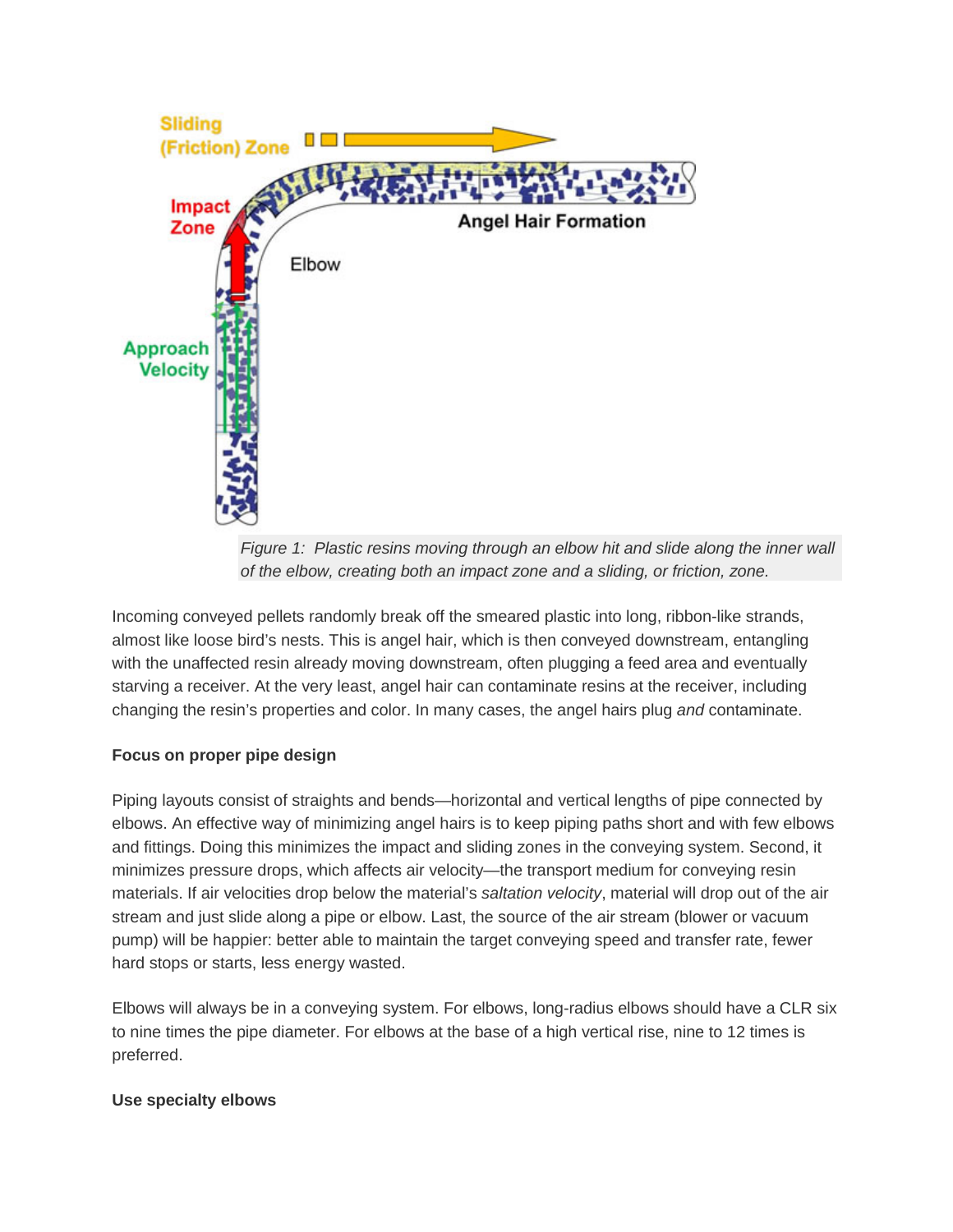*Figure 1: Plastic resins moving through an elbow hit and slide along the inner wall of the elbow, creating both an impact zone and a sliding, or friction, zone.*

Incoming conveyed pellets randomly break off the smeared plastic into long, ribbon-like strands, almost like loose bird's nests. This is angel hair, which is then conveyed downstream, entangling with the unaffected resin already moving downstream, often plugging a feed area and eventually starving a receiver. At the very least, angel hair can contaminate resins at the receiver, including changing the resin's properties and color. In many cases, the angel hairs plug *and* contaminate.

**Focus on proper pipe design**

Piping layouts consist of straights and bends—horizontal and vertical lengths of pipe connected by elbows. An effective way of minimizing angel hairs is to keep piping paths short and with few elbows and fittings. Doing this minimizes the impact and sliding zones in the conveying system. Second, it minimizes pressure drops, which affects air velocity—the transport medium for conveying resin materials. If air velocities drop below the material's *saltation velocity*, material will drop out of the air stream and just slide along a pipe or elbow. Last, the source of the air stream (blower or vacuum pump) will be happier: better able to maintain the target conveying speed and transfer rate, fewer hard stops or starts, less energy wasted.

Elbows will always be in a conveying system. For elbows, long-radius elbows should have a CLR six to nine times the pipe diameter. For elbows at the base of a high vertical rise, nine to 12 times is preferred.

**Use specialty elbows**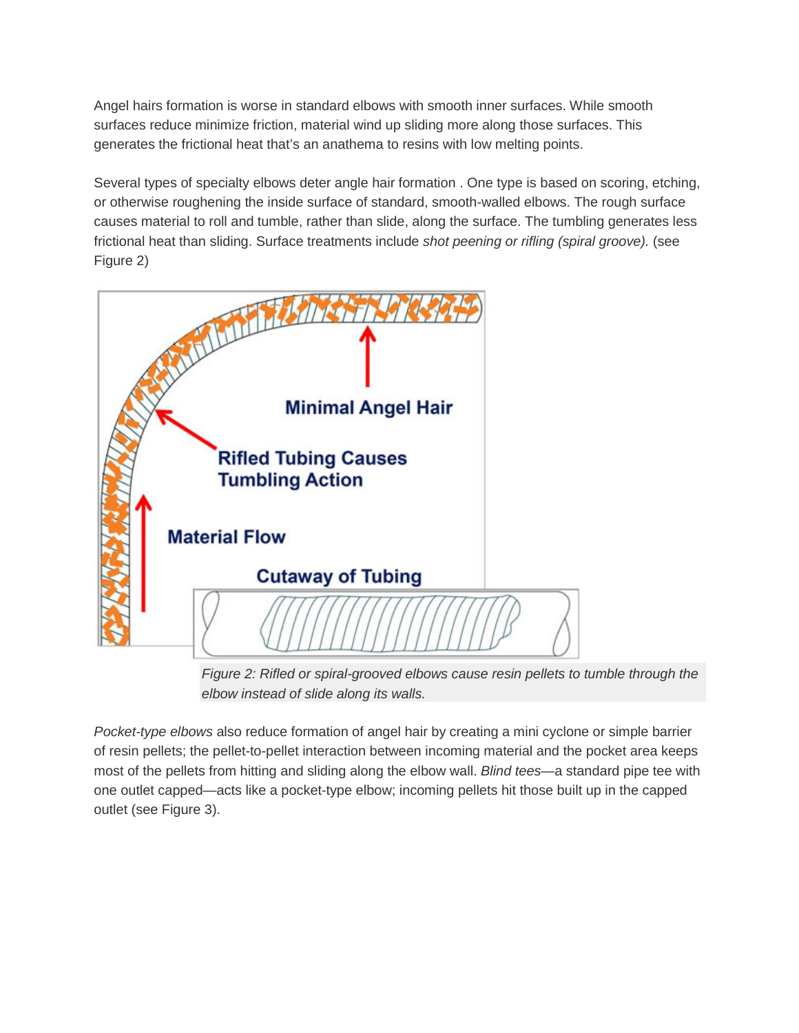Angel hairs formation is worse in standard elbows with smooth inner surfaces. While smooth surfaces reduce minimize friction, material wind up sliding more along those surfaces. This generates the frictional heat that's an anathema to resins with low melting points.

Several types of specialty elbows deter angle hair formation . One type is based on scoring, etching, or otherwise roughening the inside surface of standard, smooth-walled elbows. The rough surface causes material to roll and tumble, rather than slide, along the surface. The tumbling generates less frictional heat than sliding. Surface treatments include *shot peening or rifling (spiral groove).* (see Figure 2)

*Figure 2: Rifled or spiral-grooved elbows cause resin pellets to tumble through the elbow instead of slide along its walls.*

*Pocket-type elbows* also reduce formation of angel hair by creating a mini cyclone or simple barrier of resin pellets; the pellet-to-pellet interaction between incoming material and the pocket area keeps most of the pellets from hitting and sliding along the elbow wall. *Blind tees*—a standard pipe tee with one outlet capped—acts like a pocket-type elbow; incoming pellets hit those built up in the capped outlet (see Figure 3).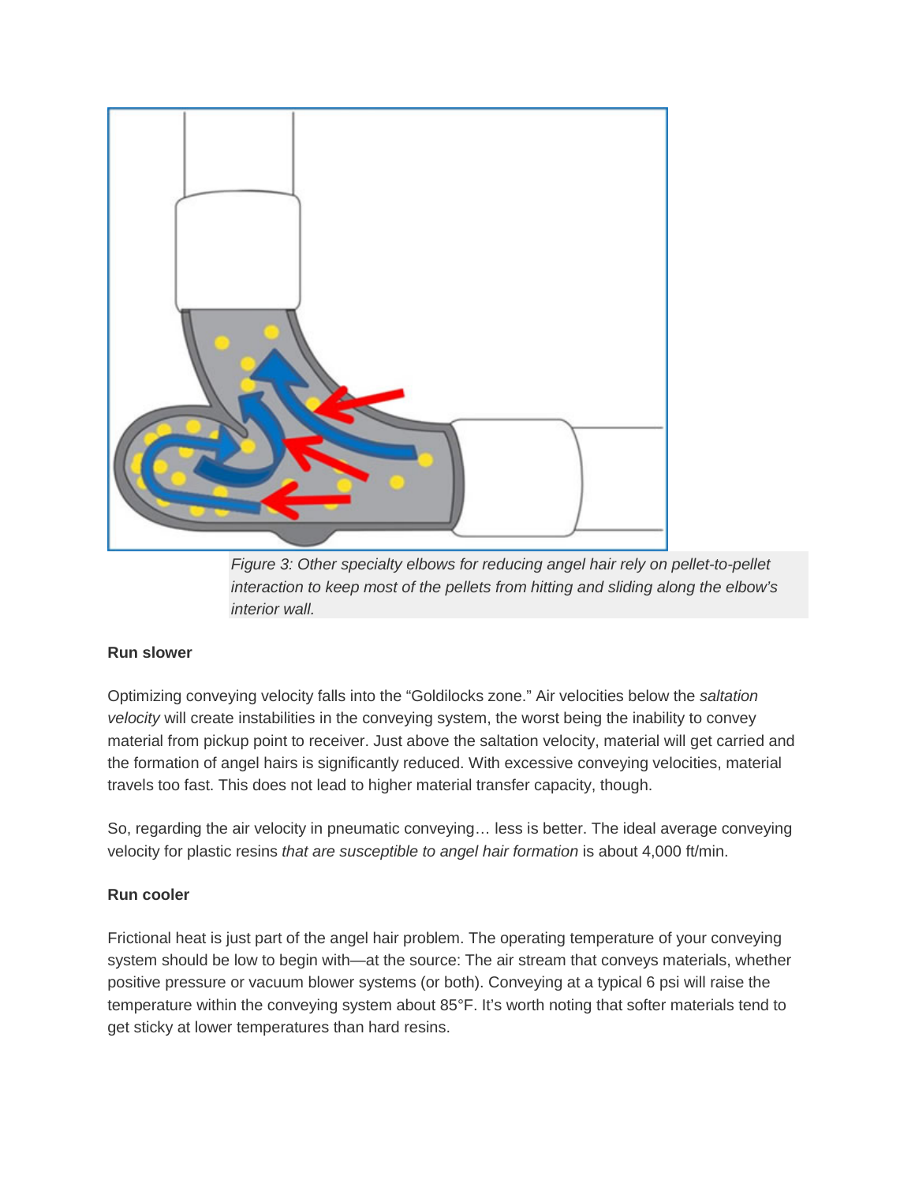*Figure 3: Other specialty elbows for reducing angel hair rely on pellet-to-pellet interaction to keep most of the pellets from hitting and sliding along the elbow's interior wall.*

**Run slower**

Optimizing conveying velocity falls into the "Goldilocks zone." Air velocities below the *saltation velocity* will create instabilities in the conveying system, the worst being the inability to convey material from pickup point to receiver. Just above the saltation velocity, material will get carried and the formation of angel hairs is significantly reduced. With excessive conveying velocities, material travels too fast. This does not lead to higher material transfer capacity, though.

So, regarding the air velocity in pneumatic conveying… less is better. The ideal average conveying velocity for plastic resins *that are susceptible to angel hair formation* is about 4,000 ft/min.

**Run cooler**

Frictional heat is just part of the angel hair problem. The operating temperature of your conveying system should be low to begin with—at the source: The air stream that conveys materials, whether positive pressure or vacuum blower systems (or both). Conveying at a typical 6 psi will raise the temperature within the conveying system about 85°F. It's worth noting that softer materials tend to get sticky at lower temperatures than hard resins.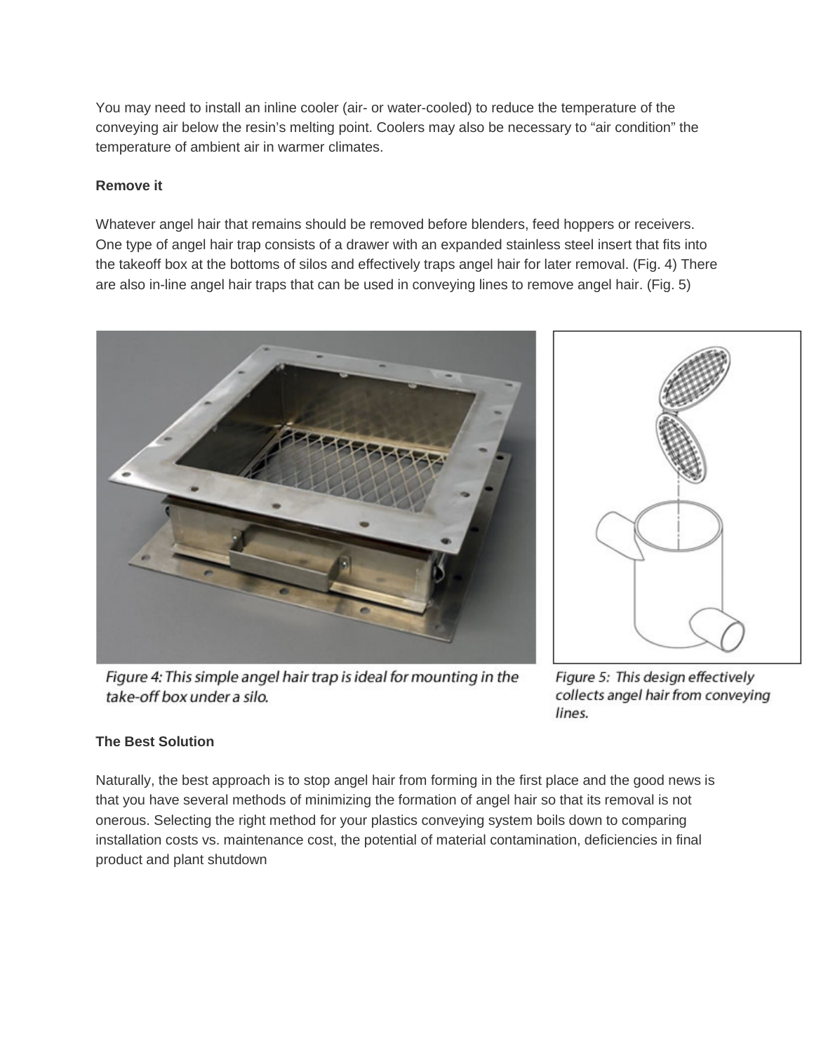You may need to install an inline cooler (air- or water-cooled) to reduce the temperature of the conveying air below the resin's melting point. Coolers may also be necessary to "air condition" the temperature of ambient air in warmer climates.

**Remove it**

Whatever angel hair that remains should be removed before blenders, feed hoppers or receivers. One type of angel hair trap consists of a drawer with an expanded stainless steel insert that fits into the takeoff box at the bottoms of silos and effectively traps angel hair for later removal. (Fig. 4) There are also in-line angel hair traps that can be used in conveying lines to remove angel hair. (Fig. 5)

*Figure 4: This simple angel hair trap is ideal for mounting in the take-off box under a silo.*

*Figure 5: This design effectively collects angel hair from conveying lines.*

**The Best Solution**

Naturally, the best approach is to stop angel hair from forming in the first place and the good news is that you have several methods of minimizing the formation of angel hair so that its removal is not onerous. Selecting the right method for your plastics conveying system boils down to comparing installation costs vs. maintenance cost, the potential of material contamination, deficiencies in final product and plant shutdown